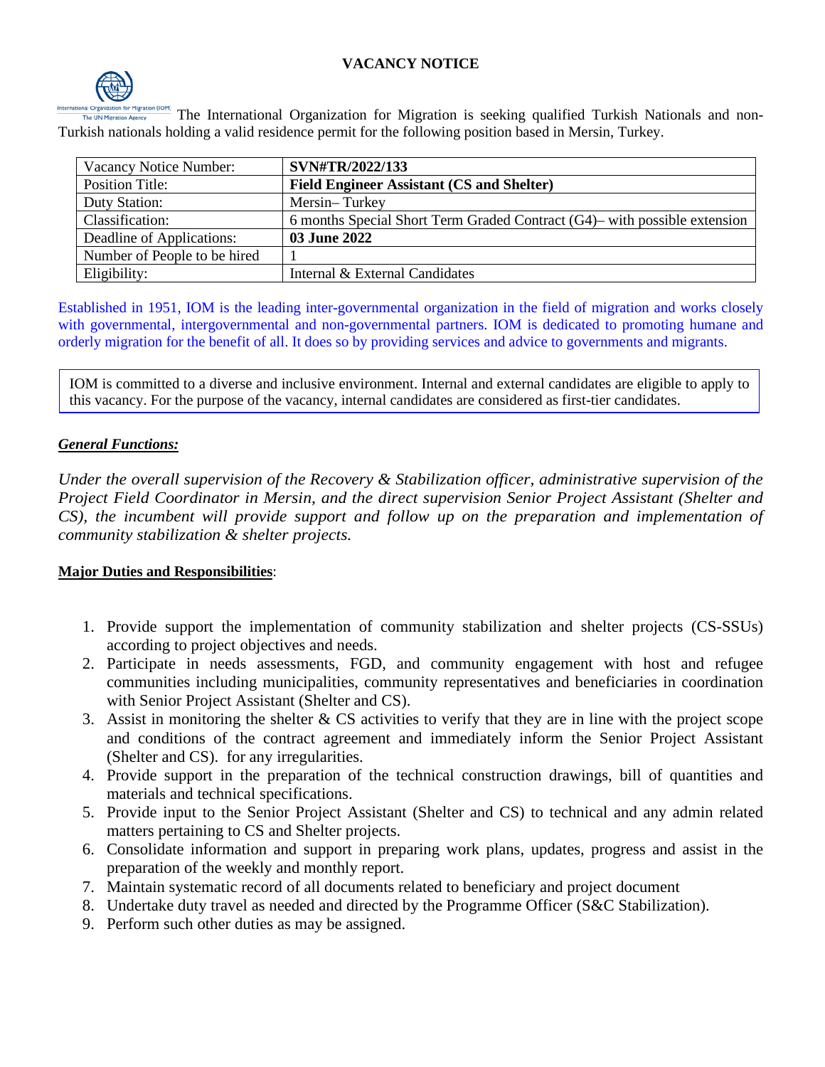# VACANCY NOTICE

The International Organization for Migration is seeking qualified Turkish Nationals and non-Turkish nationals holding a valid residence permit for the following position based in Mersin, Turkey.

| Vacancy Notice Number: | **SVN#TR/2022/133** |
|---|---|
| Position Title: | **Field Engineer Assistant (CS and Shelter)** |
| Duty Station: | Mersin– Turkey |
| Classification: | 6 months Special Short Term Graded Contract (G4)– with possible extension |
| Deadline of Applications: | **03 June 2022** |
| Number of People to be hired | 1 |
| Eligibility: | Internal & External Candidates |

Established in 1951, IOM is the leading inter-governmental organization in the field of migration and works closely with governmental, intergovernmental and non-governmental partners. IOM is dedicated to promoting humane and orderly migration for the benefit of all. It does so by providing services and advice to governments and migrants.

IOM is committed to a diverse and inclusive environment. Internal and external candidates are eligible to apply to this vacancy. For the purpose of the vacancy, internal candidates are considered as first-tier candidates.

## ***General Functions:***

*Under the overall supervision of the Recovery & Stabilization officer, administrative supervision of the Project Field Coordinator in Mersin, and the direct supervision Senior Project Assistant (Shelter and CS), the incumbent will provide support and follow up on the preparation and implementation of community stabilization & shelter projects.*

## **Major Duties and Responsibilities**:

1. Provide support the implementation of community stabilization and shelter projects (CS-SSUs) according to project objectives and needs.
2. Participate in needs assessments, FGD, and community engagement with host and refugee communities including municipalities, community representatives and beneficiaries in coordination with Senior Project Assistant (Shelter and CS).
3. Assist in monitoring the shelter & CS activities to verify that they are in line with the project scope and conditions of the contract agreement and immediately inform the Senior Project Assistant (Shelter and CS). for any irregularities.
4. Provide support in the preparation of the technical construction drawings, bill of quantities and materials and technical specifications.
5. Provide input to the Senior Project Assistant (Shelter and CS) to technical and any admin related matters pertaining to CS and Shelter projects.
6. Consolidate information and support in preparing work plans, updates, progress and assist in the preparation of the weekly and monthly report.
7. Maintain systematic record of all documents related to beneficiary and project document
8. Undertake duty travel as needed and directed by the Programme Officer (S&C Stabilization).
9. Perform such other duties as may be assigned.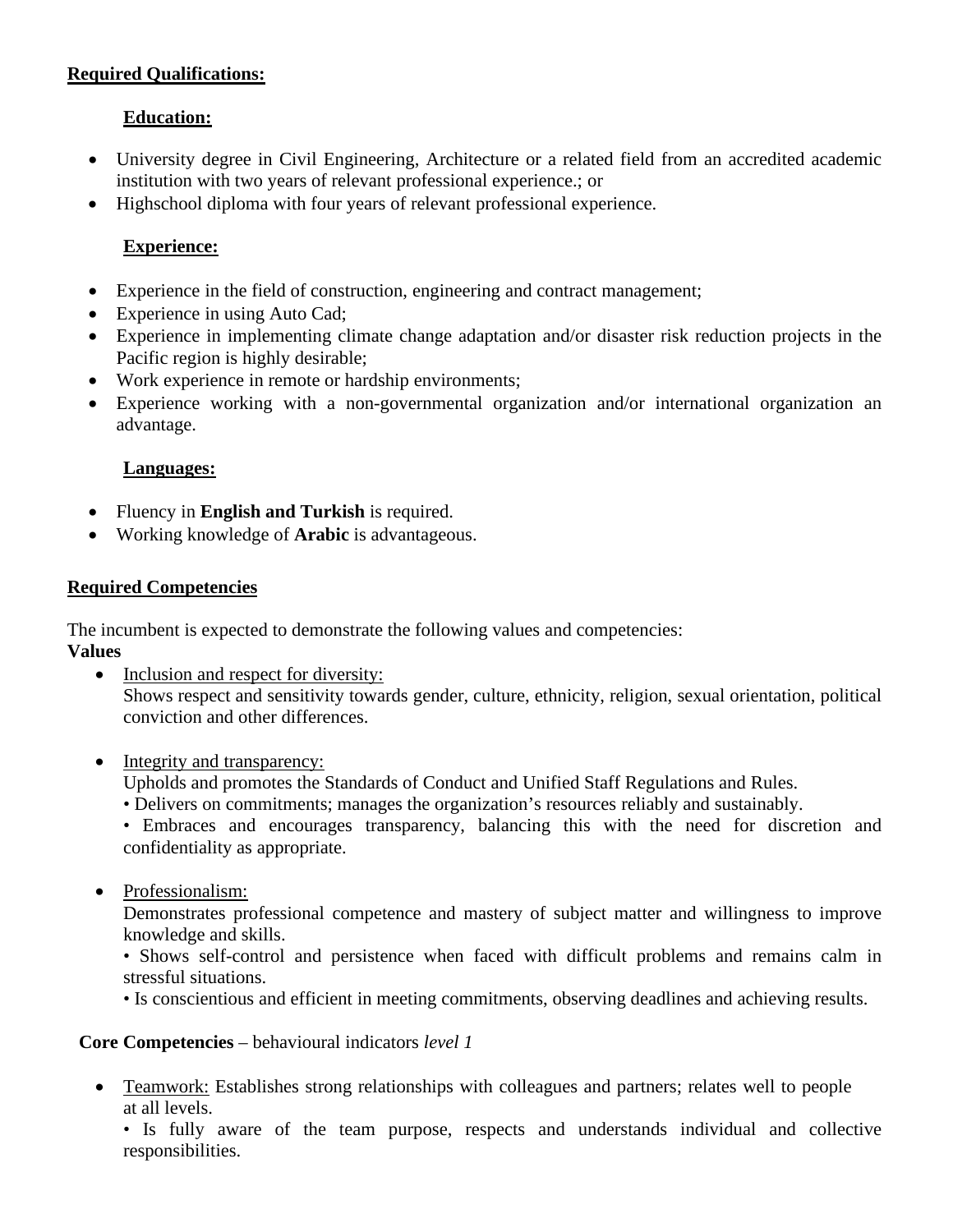**Required Qualifications:**

**Education:**

- University degree in Civil Engineering, Architecture or a related field from an accredited academic institution with two years of relevant professional experience.; or
- Highschool diploma with four years of relevant professional experience.

**Experience:**

- Experience in the field of construction, engineering and contract management;
- Experience in using Auto Cad;
- Experience in implementing climate change adaptation and/or disaster risk reduction projects in the Pacific region is highly desirable;
- Work experience in remote or hardship environments;
- Experience working with a non-governmental organization and/or international organization an advantage.

**Languages:**

- Fluency in **English and Turkish** is required.
- Working knowledge of **Arabic** is advantageous.

**Required Competencies**

The incumbent is expected to demonstrate the following values and competencies:

**Values**

- Inclusion and respect for diversity:
  Shows respect and sensitivity towards gender, culture, ethnicity, religion, sexual orientation, political conviction and other differences.

- Integrity and transparency:
  Upholds and promotes the Standards of Conduct and Unified Staff Regulations and Rules.
  • Delivers on commitments; manages the organization's resources reliably and sustainably.
  • Embraces and encourages transparency, balancing this with the need for discretion and confidentiality as appropriate.

- Professionalism:
  Demonstrates professional competence and mastery of subject matter and willingness to improve knowledge and skills.
  • Shows self-control and persistence when faced with difficult problems and remains calm in stressful situations.
  • Is conscientious and efficient in meeting commitments, observing deadlines and achieving results.

**Core Competencies** – behavioural indicators *level 1*

- Teamwork: Establishes strong relationships with colleagues and partners; relates well to people at all levels.
  • Is fully aware of the team purpose, respects and understands individual and collective responsibilities.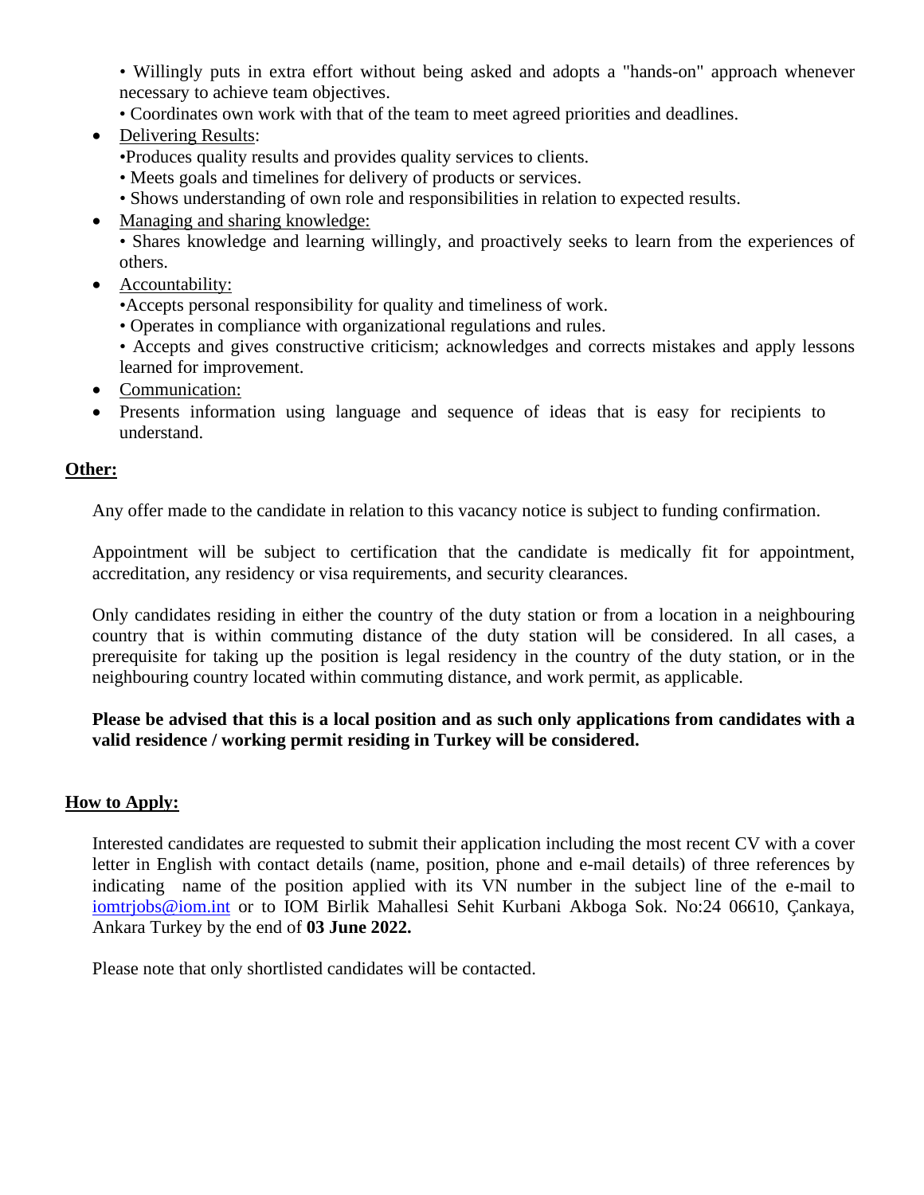• Willingly puts in extra effort without being asked and adopts a "hands-on" approach whenever necessary to achieve team objectives.
• Coordinates own work with that of the team to meet agreed priorities and deadlines.

- Delivering Results:
  •Produces quality results and provides quality services to clients.
  • Meets goals and timelines for delivery of products or services.
  • Shows understanding of own role and responsibilities in relation to expected results.
- Managing and sharing knowledge:
  • Shares knowledge and learning willingly, and proactively seeks to learn from the experiences of others.
- Accountability:
  •Accepts personal responsibility for quality and timeliness of work.
  • Operates in compliance with organizational regulations and rules.
  • Accepts and gives constructive criticism; acknowledges and corrects mistakes and apply lessons learned for improvement.
- Communication:
- Presents information using language and sequence of ideas that is easy for recipients to understand.

**Other:**

Any offer made to the candidate in relation to this vacancy notice is subject to funding confirmation.

Appointment will be subject to certification that the candidate is medically fit for appointment, accreditation, any residency or visa requirements, and security clearances.

Only candidates residing in either the country of the duty station or from a location in a neighbouring country that is within commuting distance of the duty station will be considered. In all cases, a prerequisite for taking up the position is legal residency in the country of the duty station, or in the neighbouring country located within commuting distance, and work permit, as applicable.

**Please be advised that this is a local position and as such only applications from candidates with a valid residence / working permit residing in Turkey will be considered.**

**How to Apply:**

Interested candidates are requested to submit their application including the most recent CV with a cover letter in English with contact details (name, position, phone and e-mail details) of three references by indicating name of the position applied with its VN number in the subject line of the e-mail to iomtrjobs@iom.int or to IOM Birlik Mahallesi Sehit Kurbani Akboga Sok. No:24 06610, Çankaya, Ankara Turkey by the end of **03 June 2022.**

Please note that only shortlisted candidates will be contacted.